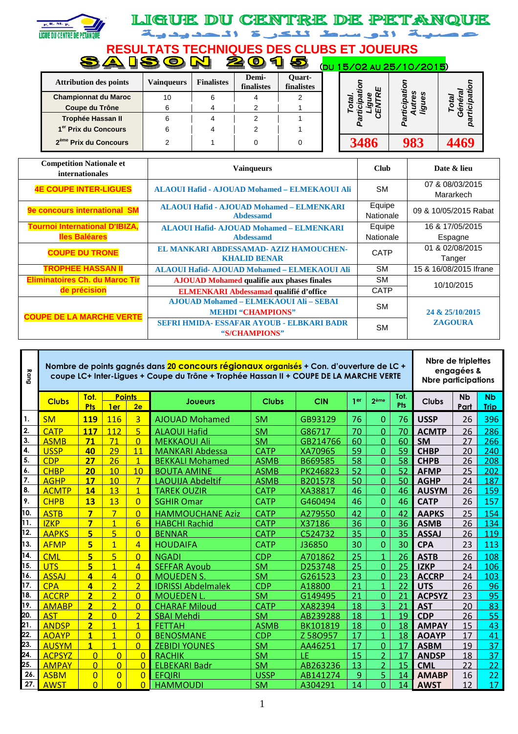# LIGUE DU CENTRE DE PETANQUE

عصبة الوسط للكرة الحديدية

## RESULTATS TECHNIQUES DES CLUBS ET JOUEURS

## SAISON 2015 (DU 15/02 AU 25/10/2015)

| Attribution des points | Vainqueurs | Finalistes | Demi-finalistes | Quart-finalistes |
|---|---|---|---|---|
| Championnat du Maroc | 10 | 6 | 4 | 2 |
| Coupe du Trône | 6 | 4 | 2 | 1 |
| Trophée Hassan II | 6 | 4 | 2 | 1 |
| 1er Prix du Concours | 6 | 4 | 2 | 1 |
| 2ème Prix du Concours | 2 | 1 | 0 | 0 |

| Total. Participation Ligue CENTRE | Participation Autres ligues | Total Général participation |
|---|---|---|
| 3486 | 983 | 4469 |

| Competition Nationale et internationales | Vainqueurs | Club | Date & lieu |
|---|---|---|---|
| 4E COUPE INTER-LIGUES | ALAOUI Hafid - AJOUAD Mohamed – ELMEKAOUI Ali | SM | 07 & 08/03/2015 Mararkech |
| 9e concours international SM | ALAOUI Hafid - AJOUAD Mohamed – ELMENKARI Abdessamd | Equipe Nationale | 09 & 10/05/2015 Rabat |
| Tournoi International D'IBIZA, Iles Baléares | ALAOUI Hafid- AJOUAD Mohamed – ELMENKARI Abdessamd | Equipe Nationale | 16 & 17/05/2015 Espagne |
| COUPE DU TRONE | EL MANKARI ABDESSAMAD- AZIZ HAMOUCHEN- KHALID BENAR | CATP | 01 & 02/08/2015 Tanger |
| TROPHEE HASSAN II | ALAOUI Hafid- AJOUAD Mohamed – ELMEKAOUI Ali | SM | 15 & 16/08/2015 Ifrane |
| Eliminatoires Ch. du Maroc Tir de précision | AJOUAD Mohamed qualifie aux phases finales | SM | 10/10/2015 |
| | ELMENKARI Abdessamad qualifié d'office | CATP | |
| COUPE DE LA MARCHE VERTE | AJOUAD Mohamed – ELMEKAOUI Ali – SEBAI MEHDI "CHAMPIONS" | SM | 24 & 25/10/2015 ZAGOURA |
| | SEFRI HMIDA- ESSAFAR AYOUB - ELBKARI BADR "S/CHAMPIONS" | SM | |

| Rang | Nombre de points gagnés dans 20 concours régionaux organisés + Con. d'ouverture de LC + coupe LC+ Inter-Ligues + Coupe du Trône + Trophée Hassan II + COUPE DE LA MARCHE VERTE | | | | | | | | | | | Nbre de triplettes engagées & Nbre participations | | |
|---|---|---|---|---|---|---|---|---|---|---|---|---|---|---|
| | Clubs | Tot. Pts | Points 1er | Points 2e | Joueurs | Clubs | CIN | 1er | 2ème | Tot. Pts | | Clubs | Nb Part | Nb Trip |
| 1. | SM | 119 | 116 | 3 | AJOUAD Mohamed | SM | GB93129 | 76 | 0 | 76 | | USSP | 26 | 396 |
| 2. | CATP | 117 | 112 | 5 | ALAOUI Hafid | SM | G86717 | 70 | 0 | 70 | | ACMTP | 26 | 286 |
| 3. | ASMB | 71 | 71 | 0 | MEKKAOUI Ali | SM | GB214766 | 60 | 0 | 60 | | SM | 27 | 266 |
| 4. | USSP | 40 | 29 | 11 | MANKARI Abdessa | CATP | XA70965 | 59 | 0 | 59 | | CHBP | 20 | 240 |
| 5. | CDP | 27 | 26 | 1 | BEKKALI Mohamed | ASMB | B669585 | 58 | 0 | 58 | | CHPB | 26 | 208 |
| 6. | CHBP | 20 | 10 | 10 | BOUTA AMINE | ASMB | PK246823 | 52 | 0 | 52 | | AFMP | 25 | 202 |
| 7. | AGHP | 17 | 10 | 7 | LAOUIJA Abdeltif | ASMB | B201578 | 50 | 0 | 50 | | AGHP | 24 | 187 |
| 8. | ACMTP | 14 | 13 | 1 | TAREK OUZIR | CATP | XA38817 | 46 | 0 | 46 | | AUSYM | 26 | 159 |
| 9. | CHPB | 13 | 13 | 0 | SGHIR Omar | CATP | G460494 | 46 | 0 | 46 | | CATP | 26 | 157 |
| 10. | ASTB | 7 | 7 | 0 | HAMMOUCHANE Aziz | CATP | A279550 | 42 | 0 | 42 | | AAPKS | 25 | 154 |
| 11. | IZKP | 7 | 1 | 6 | HABCHI Rachid | CATP | X37186 | 36 | 0 | 36 | | ASMB | 26 | 134 |
| 12. | AAPKS | 5 | 5 | 0 | BENNAR | CATP | C524732 | 35 | 0 | 35 | | ASSAJ | 26 | 119 |
| 13. | AFMP | 5 | 1 | 4 | HOUDAIFA | CATP | J36850 | 30 | 0 | 30 | | CPA | 23 | 113 |
| 14. | CML | 5 | 5 | 0 | NGADI | CDP | A701862 | 25 | 1 | 26 | | ASTB | 26 | 108 |
| 15. | UTS | 5 | 1 | 4 | SEFFAR Ayoub | SM | D253748 | 25 | 0 | 25 | | IZKP | 24 | 106 |
| 16. | ASSAJ | 4 | 4 | 0 | MOUEDEN S. | SM | G261523 | 23 | 0 | 23 | | ACCRP | 24 | 103 |
| 17. | CPA | 4 | 2 | 2 | IDRISSI Abdelmalek | CDP | A18800 | 21 | 1 | 22 | | UTS | 26 | 96 |
| 18. | ACCRP | 2 | 2 | 0 | MOUEDEN L. | SM | G149495 | 21 | 0 | 21 | | ACPSYZ | 23 | 95 |
| 19. | AMABP | 2 | 2 | 0 | CHARAF Miloud | CATP | XA82394 | 18 | 3 | 21 | | AST | 20 | 83 |
| 20. | AST | 2 | 0 | 2 | SBAI Mehdi | SM | AB239288 | 18 | 1 | 19 | | CDP | 26 | 55 |
| 21. | ANDSP | 2 | 1 | 1 | FETTAH | ASMB | BK101819 | 18 | 0 | 18 | | AMPAY | 15 | 43 |
| 22. | AOAYP | 1 | 1 | 0 | BENOSMANE | CDP | Z 580957 | 17 | 1 | 18 | | AOAYP | 17 | 41 |
| 23. | AUSYM | 1 | 1 | 0 | ZEBIDI YOUNES | SM | AA46251 | 17 | 0 | 17 | | ASBM | 19 | 37 |
| 24. | ACPSYZ | 0 | 0 | 0 | RACHIK | SM | LE | 15 | 2 | 17 | | ANDSP | 18 | 37 |
| 25. | AMPAY | 0 | 0 | 0 | ELBEKARI Badr | SM | AB263236 | 13 | 2 | 15 | | CML | 22 | 22 |
| 26. | ASBM | 0 | 0 | 0 | EFQIRI | USSP | AB141274 | 9 | 5 | 14 | | AMABP | 16 | 22 |
| 27. | AWST | 0 | 0 | 0 | HAMMOUDI | SM | A304291 | 14 | 0 | 14 | | AWST | 12 | 17 |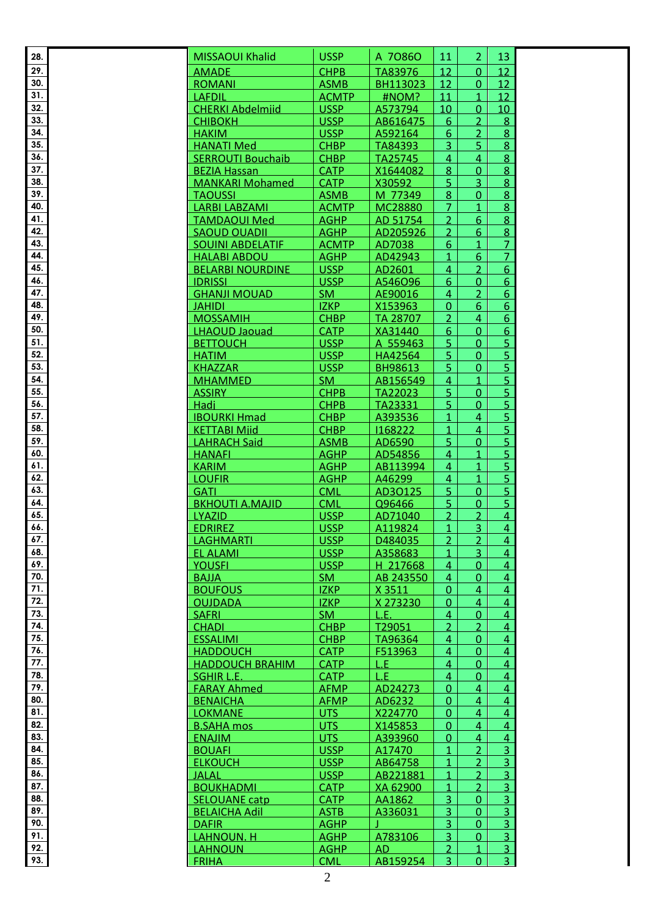| | | | | | | |
|---|---|---|---|---|---|---|
| 28. | MISSAOUI Khalid | USSP | A 7O86O | 11 | 2 | 13 |
| 29. | AMADE | CHPB | TA83976 | 12 | 0 | 12 |
| 30. | ROMANI | ASMB | BH113023 | 12 | 0 | 12 |
| 31. | LAFDIL | ACMTP | #NOM? | 11 | 1 | 12 |
| 32. | CHERKI Abdelmjid | USSP | A573794 | 10 | 0 | 10 |
| 33. | CHIBOKH | USSP | AB616475 | 6 | 2 | 8 |
| 34. | HAKIM | USSP | A592164 | 6 | 2 | 8 |
| 35. | HANATI Med | CHBP | TA84393 | 3 | 5 | 8 |
| 36. | SERROUTI Bouchaib | CHBP | TA25745 | 4 | 4 | 8 |
| 37. | BEZIA Hassan | CATP | X1644082 | 8 | 0 | 8 |
| 38. | MANKARI Mohamed | CATP | X30592 | 5 | 3 | 8 |
| 39. | TAOUSSI | ASMB | M 77349 | 8 | 0 | 8 |
| 40. | LARBI LABZAMI | ACMTP | MC28880 | 7 | 1 | 8 |
| 41. | TAMDAOUI Med | AGHP | AD 51754 | 2 | 6 | 8 |
| 42. | SAOUD OUADII | AGHP | AD205926 | 2 | 6 | 8 |
| 43. | SOUINI ABDELATIF | ACMTP | AD7038 | 6 | 1 | 7 |
| 44. | HALABI ABDOU | AGHP | AD42943 | 1 | 6 | 7 |
| 45. | BELARBI NOURDINE | USSP | AD2601 | 4 | 2 | 6 |
| 46. | IDRISSI | USSP | A546O96 | 6 | 0 | 6 |
| 47. | GHANJI MOUAD | SM | AE90016 | 4 | 2 | 6 |
| 48. | JAHIDI | IZKP | X153963 | 0 | 6 | 6 |
| 49. | MOSSAMIH | CHBP | TA 28707 | 2 | 4 | 6 |
| 50. | LHAOUD Jaouad | CATP | XA31440 | 6 | 0 | 6 |
| 51. | BETTOUCH | USSP | A 559463 | 5 | 0 | 5 |
| 52. | HATIM | USSP | HA42564 | 5 | 0 | 5 |
| 53. | KHAZZAR | USSP | BH98613 | 5 | 0 | 5 |
| 54. | MHAMMED | SM | AB156549 | 4 | 1 | 5 |
| 55. | ASSIRY | CHPB | TA22023 | 5 | 0 | 5 |
| 56. | Hadj | CHPB | TA23331 | 5 | 0 | 5 |
| 57. | IBOURKI Hmad | CHBP | A393536 | 1 | 4 | 5 |
| 58. | KETTABI Mjid | CHBP | I168222 | 1 | 4 | 5 |
| 59. | LAHRACH Said | ASMB | AD6590 | 5 | 0 | 5 |
| 60. | HANAFI | AGHP | AD54856 | 4 | 1 | 5 |
| 61. | KARIM | AGHP | AB113994 | 4 | 1 | 5 |
| 62. | LOUFIR | AGHP | A46299 | 4 | 1 | 5 |
| 63. | GATI | CML | AD3O125 | 5 | 0 | 5 |
| 64. | BKHOUTI A.MAJID | CML | Q96466 | 5 | 0 | 5 |
| 65. | LYAZID | USSP | AD71040 | 2 | 2 | 4 |
| 66. | EDRIREZ | USSP | A119824 | 1 | 3 | 4 |
| 67. | LAGHMARTI | USSP | D484035 | 2 | 2 | 4 |
| 68. | EL ALAMI | USSP | A358683 | 1 | 3 | 4 |
| 69. | YOUSFI | USSP | H 217668 | 4 | 0 | 4 |
| 70. | BAJJA | SM | AB 243550 | 4 | 0 | 4 |
| 71. | BOUFOUS | IZKP | X 3511 | 0 | 4 | 4 |
| 72. | OUJDADA | IZKP | X 273230 | 0 | 4 | 4 |
| 73. | SAFRI | SM | L.E. | 4 | 0 | 4 |
| 74. | CHADI | CHBP | T29051 | 2 | 2 | 4 |
| 75. | ESSALIMI | CHBP | TA96364 | 4 | 0 | 4 |
| 76. | HADDOUCH | CATP | F513963 | 4 | 0 | 4 |
| 77. | HADDOUCH BRAHIM | CATP | L.E | 4 | 0 | 4 |
| 78. | SGHIR L.E. | CATP | L.E | 4 | 0 | 4 |
| 79. | FARAY Ahmed | AFMP | AD24273 | 0 | 4 | 4 |
| 80. | BENAICHA | AFMP | AD6232 | 0 | 4 | 4 |
| 81. | LOKMANE | UTS | X224770 | 0 | 4 | 4 |
| 82. | B.SAHA mos | UTS | X145853 | 0 | 4 | 4 |
| 83. | ENAJIM | UTS | A393960 | 0 | 4 | 4 |
| 84. | BOUAFI | USSP | A17470 | 1 | 2 | 3 |
| 85. | ELKOUCH | USSP | AB64758 | 1 | 2 | 3 |
| 86. | JALAL | USSP | AB221881 | 1 | 2 | 3 |
| 87. | BOUKHADMI | CATP | XA 62900 | 1 | 2 | 3 |
| 88. | SELOUANE catp | CATP | AA1862 | 3 | 0 | 3 |
| 89. | BELAICHA Adil | ASTB | A336031 | 3 | 0 | 3 |
| 90. | DAFIR | AGHP | J | 3 | 0 | 3 |
| 91. | LAHNOUN. H | AGHP | A783106 | 3 | 0 | 3 |
| 92. | LAHNOUN | AGHP | AD | 2 | 1 | 3 |
| 93. | FRIHA | CML | AB159254 | 3 | 0 | 3 |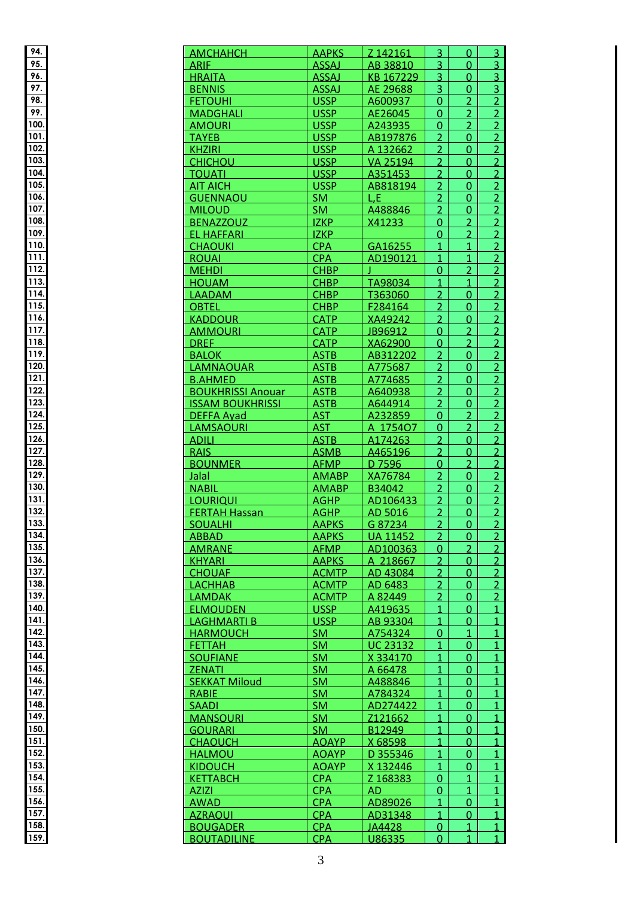| | | | | | | |
|---|---|---|---|---|---|---|
| 94. | AMCHAHCH | AAPKS | Z 142161 | 3 | 0 | 3 |
| 95. | ARIF | ASSAJ | AB 38810 | 3 | 0 | 3 |
| 96. | HRAITA | ASSAJ | KB 167229 | 3 | 0 | 3 |
| 97. | BENNIS | ASSAJ | AE 29688 | 3 | 0 | 3 |
| 98. | FETOUHI | USSP | A600937 | 0 | 2 | 2 |
| 99. | MADGHALI | USSP | AE26045 | 0 | 2 | 2 |
| 100. | AMOURI | USSP | A243935 | 0 | 2 | 2 |
| 101. | TAYEB | USSP | AB197876 | 2 | 0 | 2 |
| 102. | KHZIRI | USSP | A 132662 | 2 | 0 | 2 |
| 103. | CHICHOU | USSP | VA 25194 | 2 | 0 | 2 |
| 104. | TOUATI | USSP | A351453 | 2 | 0 | 2 |
| 105. | AIT AICH | USSP | AB818194 | 2 | 0 | 2 |
| 106. | GUENNAOU | SM | L,E | 2 | 0 | 2 |
| 107. | MILOUD | SM | A488846 | 2 | 0 | 2 |
| 108. | BENAZZOUZ | IZKP | X41233 | 0 | 2 | 2 |
| 109. | EL HAFFARI | IZKP | | 0 | 2 | 2 |
| 110. | CHAOUKI | CPA | GA16255 | 1 | 1 | 2 |
| 111. | ROUAI | CPA | AD190121 | 1 | 1 | 2 |
| 112. | MEHDI | CHBP | J | 0 | 2 | 2 |
| 113. | HOUAM | CHBP | TA98034 | 1 | 1 | 2 |
| 114. | LAADAM | CHBP | T363060 | 2 | 0 | 2 |
| 115. | OBTEL | CHBP | F284164 | 2 | 0 | 2 |
| 116. | KADDOUR | CATP | XA49242 | 2 | 0 | 2 |
| 117. | AMMOURI | CATP | JB96912 | 0 | 2 | 2 |
| 118. | DREF | CATP | XA62900 | 0 | 2 | 2 |
| 119. | BALOK | ASTB | AB312202 | 2 | 0 | 2 |
| 120. | LAMNAOUAR | ASTB | A775687 | 2 | 0 | 2 |
| 121. | B.AHMED | ASTB | A774685 | 2 | 0 | 2 |
| 122. | BOUKHRISSI Anouar | ASTB | A640938 | 2 | 0 | 2 |
| 123. | ISSAM BOUKHRISSI | ASTB | A644914 | 2 | 0 | 2 |
| 124. | DEFFA Ayad | AST | A232859 | 0 | 2 | 2 |
| 125. | LAMSAOURI | AST | A 1754O7 | 0 | 2 | 2 |
| 126. | ADILI | ASTB | A174263 | 2 | 0 | 2 |
| 127. | RAIS | ASMB | A465196 | 2 | 0 | 2 |
| 128. | BOUNMER | AFMP | D 7596 | 0 | 2 | 2 |
| 129. | Jalal | AMABP | XA76784 | 2 | 0 | 2 |
| 130. | NABIL | AMABP | B34042 | 2 | 0 | 2 |
| 131. | LOURIQUI | AGHP | AD106433 | 2 | 0 | 2 |
| 132. | FERTAH Hassan | AGHP | AD 5016 | 2 | 0 | 2 |
| 133. | SOUALHI | AAPKS | G 87234 | 2 | 0 | 2 |
| 134. | ABBAD | AAPKS | UA 11452 | 2 | 0 | 2 |
| 135. | AMRANE | AFMP | AD100363 | 0 | 2 | 2 |
| 136. | KHYARI | AAPKS | A 218667 | 2 | 0 | 2 |
| 137. | CHOUAF | ACMTP | AD 43084 | 2 | 0 | 2 |
| 138. | LACHHAB | ACMTP | AD 6483 | 2 | 0 | 2 |
| 139. | LAMDAK | ACMTP | A 82449 | 2 | 0 | 2 |
| 140. | ELMOUDEN | USSP | A419635 | 1 | 0 | 1 |
| 141. | LAGHMARTI B | USSP | AB 93304 | 1 | 0 | 1 |
| 142. | HARMOUCH | SM | A754324 | 0 | 1 | 1 |
| 143. | FETTAH | SM | UC 23132 | 1 | 0 | 1 |
| 144. | SOUFIANE | SM | X 334170 | 1 | 0 | 1 |
| 145. | ZENATI | SM | A 66478 | 1 | 0 | 1 |
| 146. | SEKKAT Miloud | SM | A488846 | 1 | 0 | 1 |
| 147. | RABIE | SM | A784324 | 1 | 0 | 1 |
| 148. | SAADI | SM | AD274422 | 1 | 0 | 1 |
| 149. | MANSOURI | SM | Z121662 | 1 | 0 | 1 |
| 150. | GOURARI | SM | B12949 | 1 | 0 | 1 |
| 151. | CHAOUCH | AOAYP | X 68598 | 1 | 0 | 1 |
| 152. | HALMOU | AOAYP | D 355346 | 1 | 0 | 1 |
| 153. | KIDOUCH | AOAYP | X 132446 | 1 | 0 | 1 |
| 154. | KETTABCH | CPA | Z 168383 | 0 | 1 | 1 |
| 155. | AZIZI | CPA | AD | 0 | 1 | 1 |
| 156. | AWAD | CPA | AD89026 | 1 | 0 | 1 |
| 157. | AZRAOUI | CPA | AD31348 | 1 | 0 | 1 |
| 158. | BOUGADER | CPA | JA4428 | 0 | 1 | 1 |
| 159. | BOUTADILINE | CPA | U86335 | 0 | 1 | 1 |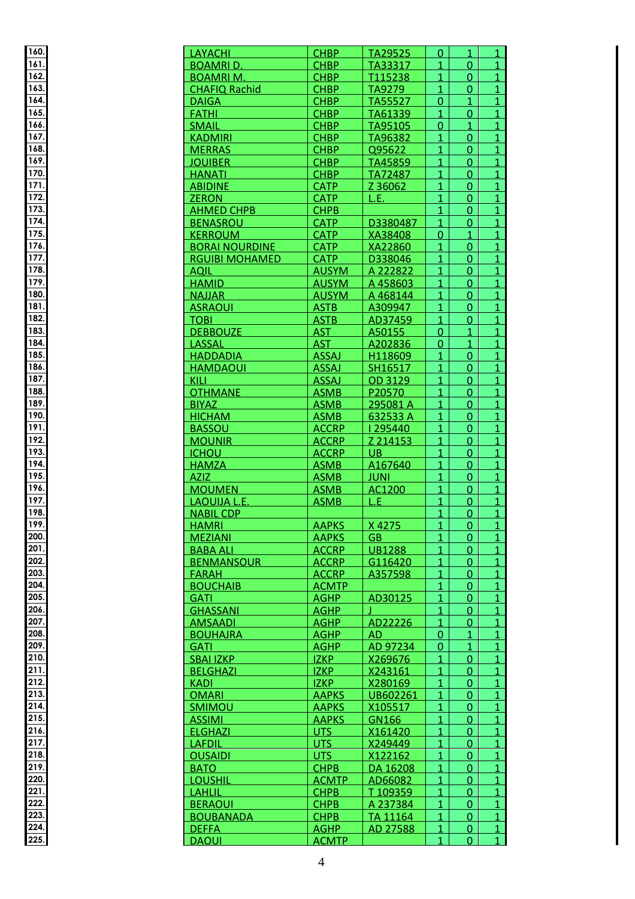| | | | | | | |
|---|---|---|---|---|---|---|
| 160. | LAYACHI | CHBP | TA29525 | 0 | 1 | 1 |
| 161. | BOAMRI D. | CHBP | TA33317 | 1 | 0 | 1 |
| 162. | BOAMRI M. | CHBP | T115238 | 1 | 0 | 1 |
| 163. | CHAFIQ Rachid | CHBP | TA9279 | 1 | 0 | 1 |
| 164. | DAIGA | CHBP | TA55527 | 0 | 1 | 1 |
| 165. | FATHI | CHBP | TA61339 | 1 | 0 | 1 |
| 166. | SMAIL | CHBP | TA95105 | 0 | 1 | 1 |
| 167. | KADMIRI | CHBP | TA96382 | 1 | 0 | 1 |
| 168. | MERRAS | CHBP | Q95622 | 1 | 0 | 1 |
| 169. | JOUIBER | CHBP | TA45859 | 1 | 0 | 1 |
| 170. | HANATI | CHBP | TA72487 | 1 | 0 | 1 |
| 171. | ABIDINE | CATP | Z 36062 | 1 | 0 | 1 |
| 172. | ZERON | CATP | L.E. | 1 | 0 | 1 |
| 173. | AHMED CHPB | CHPB | | 1 | 0 | 1 |
| 174. | BENASROU | CATP | D3380487 | 1 | 0 | 1 |
| 175. | KERROUM | CATP | XA38408 | 0 | 1 | 1 |
| 176. | BORAI NOURDINE | CATP | XA22860 | 1 | 0 | 1 |
| 177. | RGUIBI MOHAMED | CATP | D338046 | 1 | 0 | 1 |
| 178. | AQIL | AUSYM | A 222822 | 1 | 0 | 1 |
| 179. | HAMID | AUSYM | A 458603 | 1 | 0 | 1 |
| 180. | NAJJAR | AUSYM | A 468144 | 1 | 0 | 1 |
| 181. | ASRAOUI | ASTB | A309947 | 1 | 0 | 1 |
| 182. | TOBI | ASTB | AD37459 | 1 | 0 | 1 |
| 183. | DEBBOUZE | AST | A50155 | 0 | 1 | 1 |
| 184. | LASSAL | AST | A202836 | 0 | 1 | 1 |
| 185. | HADDADIA | ASSAJ | H118609 | 1 | 0 | 1 |
| 186. | HAMDAOUI | ASSAJ | SH16517 | 1 | 0 | 1 |
| 187. | KILI | ASSAJ | OD 3129 | 1 | 0 | 1 |
| 188. | OTHMANE | ASMB | P20570 | 1 | 0 | 1 |
| 189. | BIYAZ | ASMB | 295081 A | 1 | 0 | 1 |
| 190. | HICHAM | ASMB | 632533 A | 1 | 0 | 1 |
| 191. | BASSOU | ACCRP | I 295440 | 1 | 0 | 1 |
| 192. | MOUNIR | ACCRP | Z 214153 | 1 | 0 | 1 |
| 193. | ICHOU | ACCRP | UB | 1 | 0 | 1 |
| 194. | HAMZA | ASMB | A167640 | 1 | 0 | 1 |
| 195. | AZIZ | ASMB | JUNI | 1 | 0 | 1 |
| 196. | MOUMEN | ASMB | AC1200 | 1 | 0 | 1 |
| 197. | LAOUIJA L.E. | ASMB | L.E | 1 | 0 | 1 |
| 198. | NABIL CDP | | | 1 | 0 | 1 |
| 199. | HAMRI | AAPKS | X 4275 | 1 | 0 | 1 |
| 200. | MEZIANI | AAPKS | GB | 1 | 0 | 1 |
| 201. | BABA ALI | ACCRP | UB1288 | 1 | 0 | 1 |
| 202. | BENMANSOUR | ACCRP | G116420 | 1 | 0 | 1 |
| 203. | FARAH | ACCRP | A357598 | 1 | 0 | 1 |
| 204. | BOUCHAIB | ACMTP | | 1 | 0 | 1 |
| 205. | GATI | AGHP | AD30125 | 1 | 0 | 1 |
| 206. | GHASSANI | AGHP | J | 1 | 0 | 1 |
| 207. | AMSAADI | AGHP | AD22226 | 1 | 0 | 1 |
| 208. | BOUHAJRA | AGHP | AD | 0 | 1 | 1 |
| 209. | GATI | AGHP | AD 97234 | 0 | 1 | 1 |
| 210. | SBAI IZKP | IZKP | X269676 | 1 | 0 | 1 |
| 211. | BELGHAZI | IZKP | X243161 | 1 | 0 | 1 |
| 212. | KADI | IZKP | X280169 | 1 | 0 | 1 |
| 213. | OMARI | AAPKS | UB602261 | 1 | 0 | 1 |
| 214. | SMIMOU | AAPKS | X105517 | 1 | 0 | 1 |
| 215. | ASSIMI | AAPKS | GN166 | 1 | 0 | 1 |
| 216. | ELGHAZI | UTS | X161420 | 1 | 0 | 1 |
| 217. | LAFDIL | UTS | X249449 | 1 | 0 | 1 |
| 218. | OUSAIDI | UTS | X122162 | 1 | 0 | 1 |
| 219. | BATO | CHPB | DA 16208 | 1 | 0 | 1 |
| 220. | LOUSHIL | ACMTP | AD66082 | 1 | 0 | 1 |
| 221. | LAHLIL | CHPB | T 109359 | 1 | 0 | 1 |
| 222. | BERAOUI | CHPB | A 237384 | 1 | 0 | 1 |
| 223. | BOUBANADA | CHPB | TA 11164 | 1 | 0 | 1 |
| 224. | DEFFA | AGHP | AD 27588 | 1 | 0 | 1 |
| 225. | DAOUI | ACMTP | | 1 | 0 | 1 |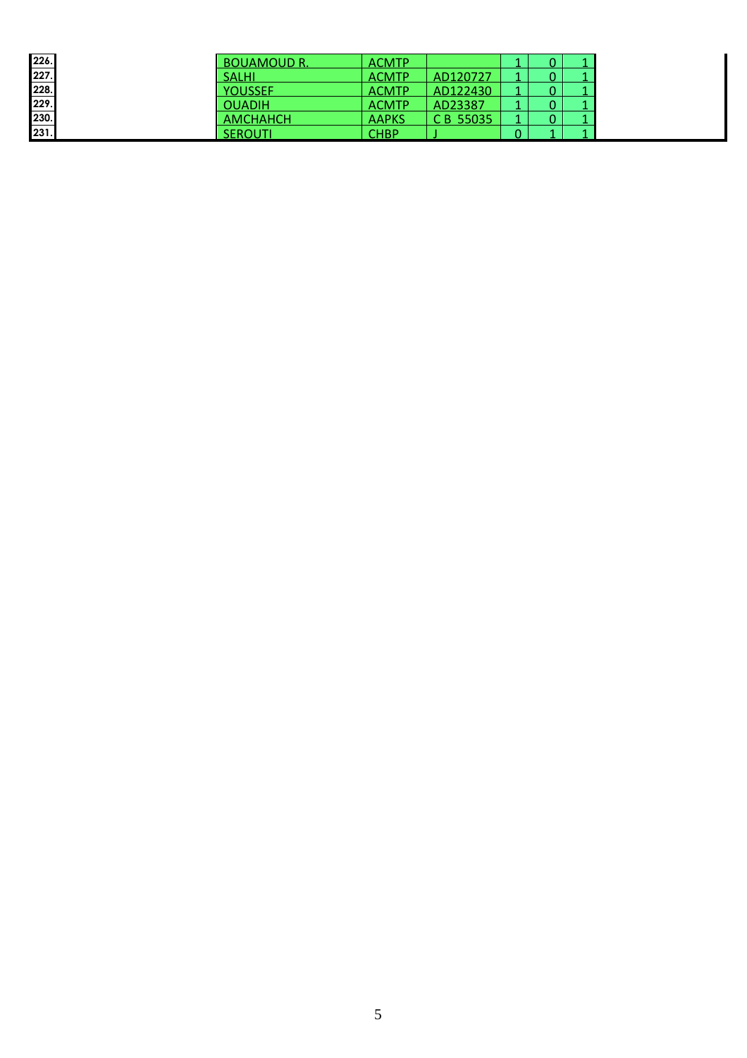| | | | | | | | | |
|---|---|---|---|---|---|---|---|---|
| 226. | | BOUAMOUD R. | ACMTP | | 1 | 0 | 1 | |
| 227. | | SALHI | ACMTP | AD120727 | 1 | 0 | 1 | |
| 228. | | YOUSSEF | ACMTP | AD122430 | 1 | 0 | 1 | |
| 229. | | OUADIH | ACMTP | AD23387 | 1 | 0 | 1 | |
| 230. | | AMCHAHCH | AAPKS | C B 55035 | 1 | 0 | 1 | |
| 231. | | SEROUTI | CHBP | J | 0 | 1 | 1 | |